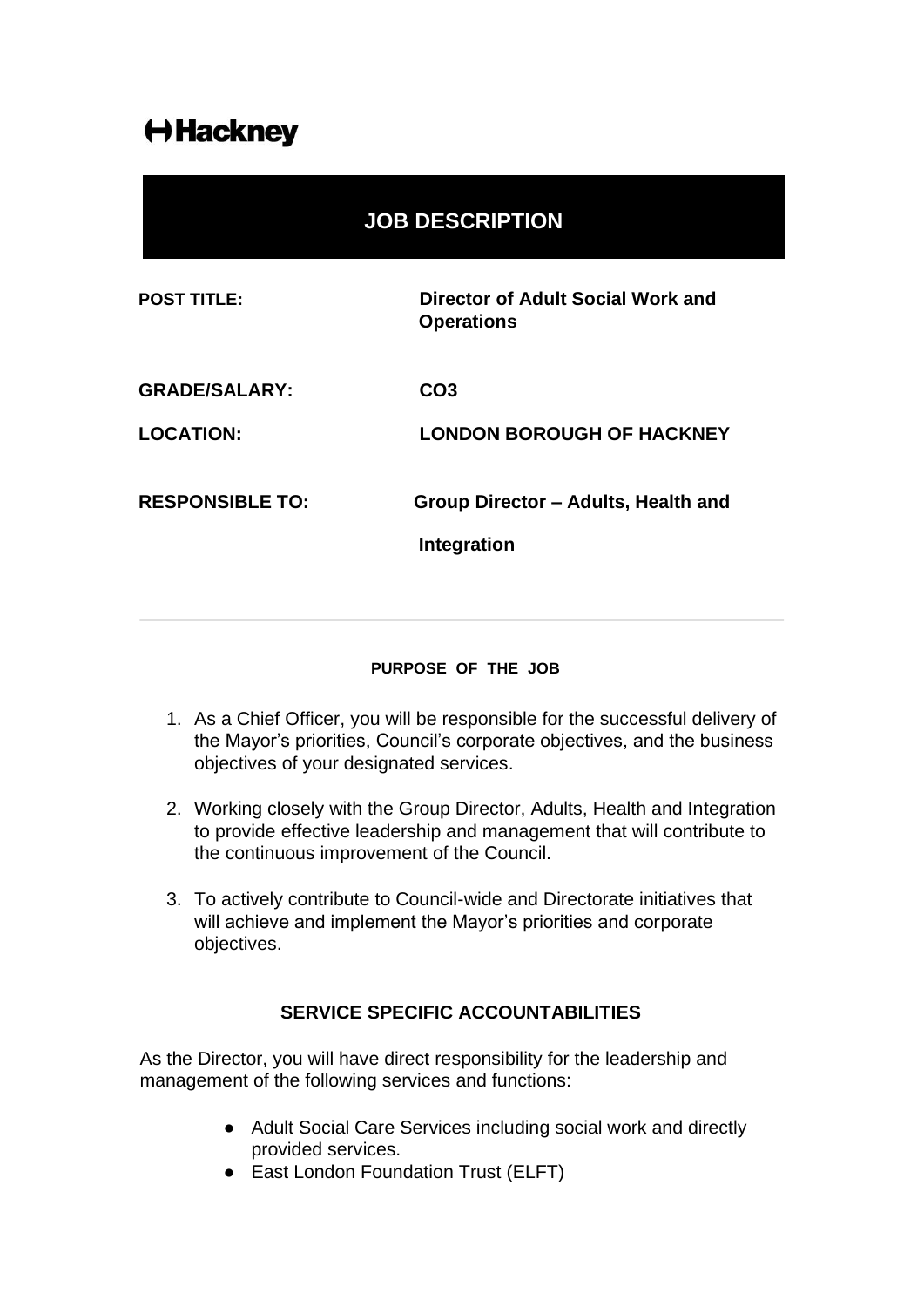**Hackney**

# JOB DESCRIPTION

| | |
|---|---|
| **POST TITLE:** | **Director of Adult Social Work and Operations** |
| **GRADE/SALARY:** | **CO3** |
| **LOCATION:** | **LONDON BOROUGH OF HACKNEY** |
| **RESPONSIBLE TO:** | **Group Director – Adults, Health and Integration** |

---

## PURPOSE OF THE JOB

1. As a Chief Officer, you will be responsible for the successful delivery of the Mayor's priorities, Council's corporate objectives, and the business objectives of your designated services.
2. Working closely with the Group Director, Adults, Health and Integration to provide effective leadership and management that will contribute to the continuous improvement of the Council.
3. To actively contribute to Council-wide and Directorate initiatives that will achieve and implement the Mayor's priorities and corporate objectives.

## SERVICE SPECIFIC ACCOUNTABILITIES

As the Director, you will have direct responsibility for the leadership and management of the following services and functions:

- Adult Social Care Services including social work and directly provided services.
- East London Foundation Trust (ELFT)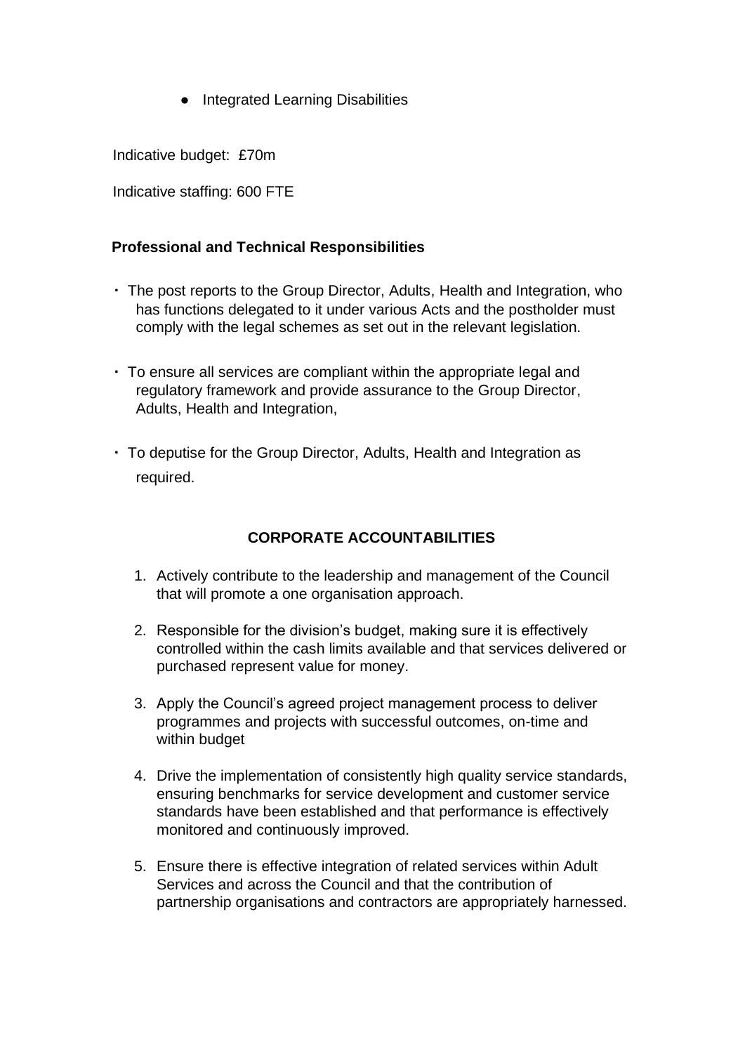- Integrated Learning Disabilities

Indicative budget: £70m

Indicative staffing: 600 FTE

**Professional and Technical Responsibilities**

- The post reports to the Group Director, Adults, Health and Integration, who has functions delegated to it under various Acts and the postholder must comply with the legal schemes as set out in the relevant legislation.
- To ensure all services are compliant within the appropriate legal and regulatory framework and provide assurance to the Group Director, Adults, Health and Integration,
- To deputise for the Group Director, Adults, Health and Integration as required.

## CORPORATE ACCOUNTABILITIES

1. Actively contribute to the leadership and management of the Council that will promote a one organisation approach.
2. Responsible for the division's budget, making sure it is effectively controlled within the cash limits available and that services delivered or purchased represent value for money.
3. Apply the Council's agreed project management process to deliver programmes and projects with successful outcomes, on-time and within budget
4. Drive the implementation of consistently high quality service standards, ensuring benchmarks for service development and customer service standards have been established and that performance is effectively monitored and continuously improved.
5. Ensure there is effective integration of related services within Adult Services and across the Council and that the contribution of partnership organisations and contractors are appropriately harnessed.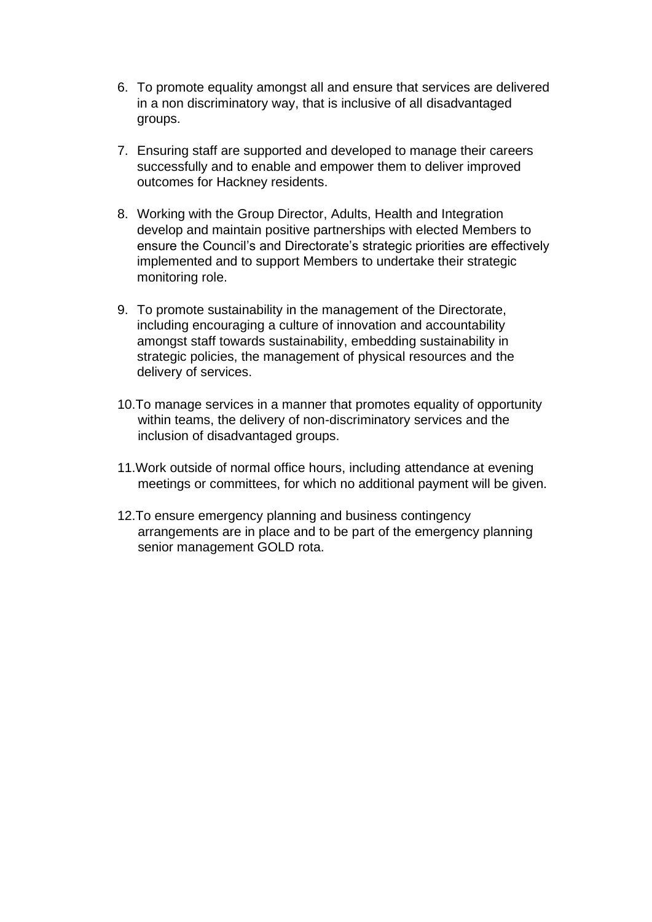6. To promote equality amongst all and ensure that services are delivered in a non discriminatory way, that is inclusive of all disadvantaged groups.

7. Ensuring staff are supported and developed to manage their careers successfully and to enable and empower them to deliver improved outcomes for Hackney residents.

8. Working with the Group Director, Adults, Health and Integration develop and maintain positive partnerships with elected Members to ensure the Council's and Directorate's strategic priorities are effectively implemented and to support Members to undertake their strategic monitoring role.

9. To promote sustainability in the management of the Directorate, including encouraging a culture of innovation and accountability amongst staff towards sustainability, embedding sustainability in strategic policies, the management of physical resources and the delivery of services.

10. To manage services in a manner that promotes equality of opportunity within teams, the delivery of non-discriminatory services and the inclusion of disadvantaged groups.

11. Work outside of normal office hours, including attendance at evening meetings or committees, for which no additional payment will be given.

12. To ensure emergency planning and business contingency arrangements are in place and to be part of the emergency planning senior management GOLD rota.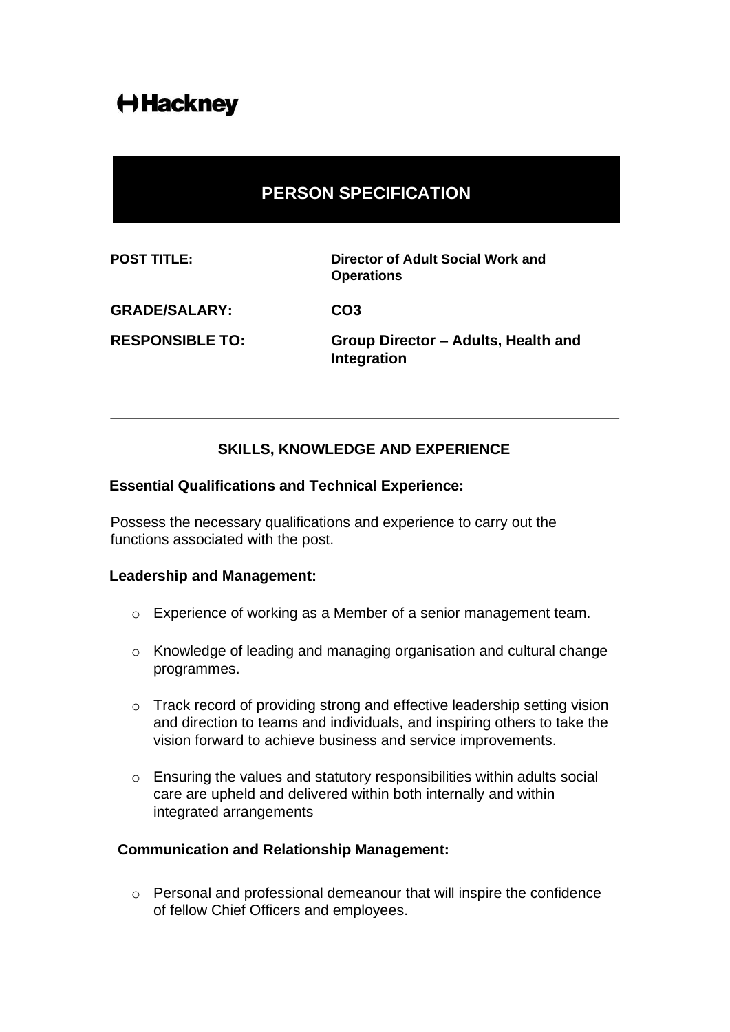Hackney

# PERSON SPECIFICATION

| | |
|---|---|
| **POST TITLE:** | **Director of Adult Social Work and Operations** |
| **GRADE/SALARY:** | **CO3** |
| **RESPONSIBLE TO:** | **Group Director – Adults, Health and Integration** |

---

## SKILLS, KNOWLEDGE AND EXPERIENCE

**Essential Qualifications and Technical Experience:**

Possess the necessary qualifications and experience to carry out the functions associated with the post.

**Leadership and Management:**

- Experience of working as a Member of a senior management team.
- Knowledge of leading and managing organisation and cultural change programmes.
- Track record of providing strong and effective leadership setting vision and direction to teams and individuals, and inspiring others to take the vision forward to achieve business and service improvements.
- Ensuring the values and statutory responsibilities within adults social care are upheld and delivered within both internally and within integrated arrangements

**Communication and Relationship Management:**

- Personal and professional demeanour that will inspire the confidence of fellow Chief Officers and employees.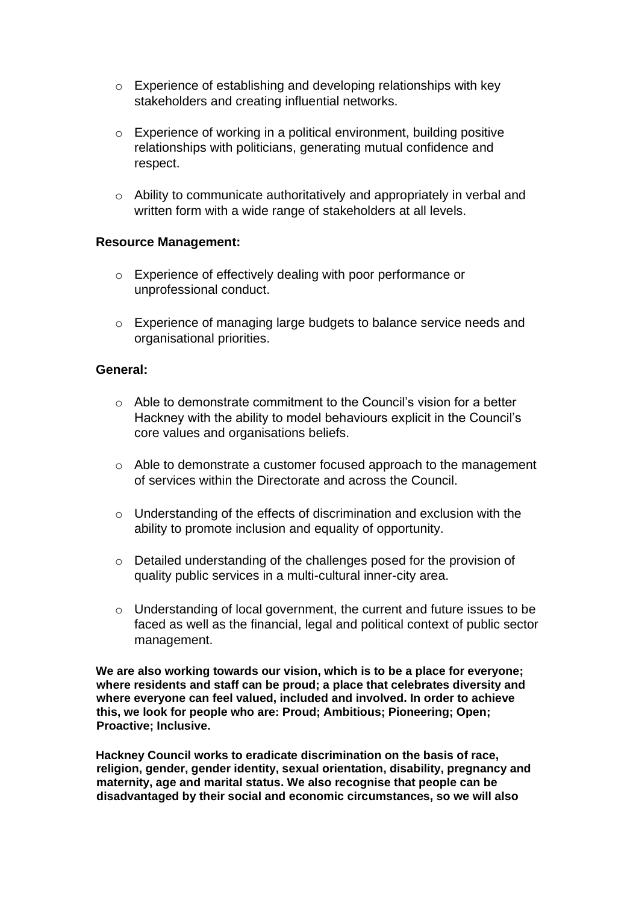- Experience of establishing and developing relationships with key stakeholders and creating influential networks.

- Experience of working in a political environment, building positive relationships with politicians, generating mutual confidence and respect.

- Ability to communicate authoritatively and appropriately in verbal and written form with a wide range of stakeholders at all levels.

**Resource Management:**

- Experience of effectively dealing with poor performance or unprofessional conduct.

- Experience of managing large budgets to balance service needs and organisational priorities.

**General:**

- Able to demonstrate commitment to the Council's vision for a better Hackney with the ability to model behaviours explicit in the Council's core values and organisations beliefs.

- Able to demonstrate a customer focused approach to the management of services within the Directorate and across the Council.

- Understanding of the effects of discrimination and exclusion with the ability to promote inclusion and equality of opportunity.

- Detailed understanding of the challenges posed for the provision of quality public services in a multi-cultural inner-city area.

- Understanding of local government, the current and future issues to be faced as well as the financial, legal and political context of public sector management.

**We are also working towards our vision, which is to be a place for everyone; where residents and staff can be proud; a place that celebrates diversity and where everyone can feel valued, included and involved. In order to achieve this, we look for people who are: Proud; Ambitious; Pioneering; Open; Proactive; Inclusive.**

**Hackney Council works to eradicate discrimination on the basis of race, religion, gender, gender identity, sexual orientation, disability, pregnancy and maternity, age and marital status. We also recognise that people can be disadvantaged by their social and economic circumstances, so we will also**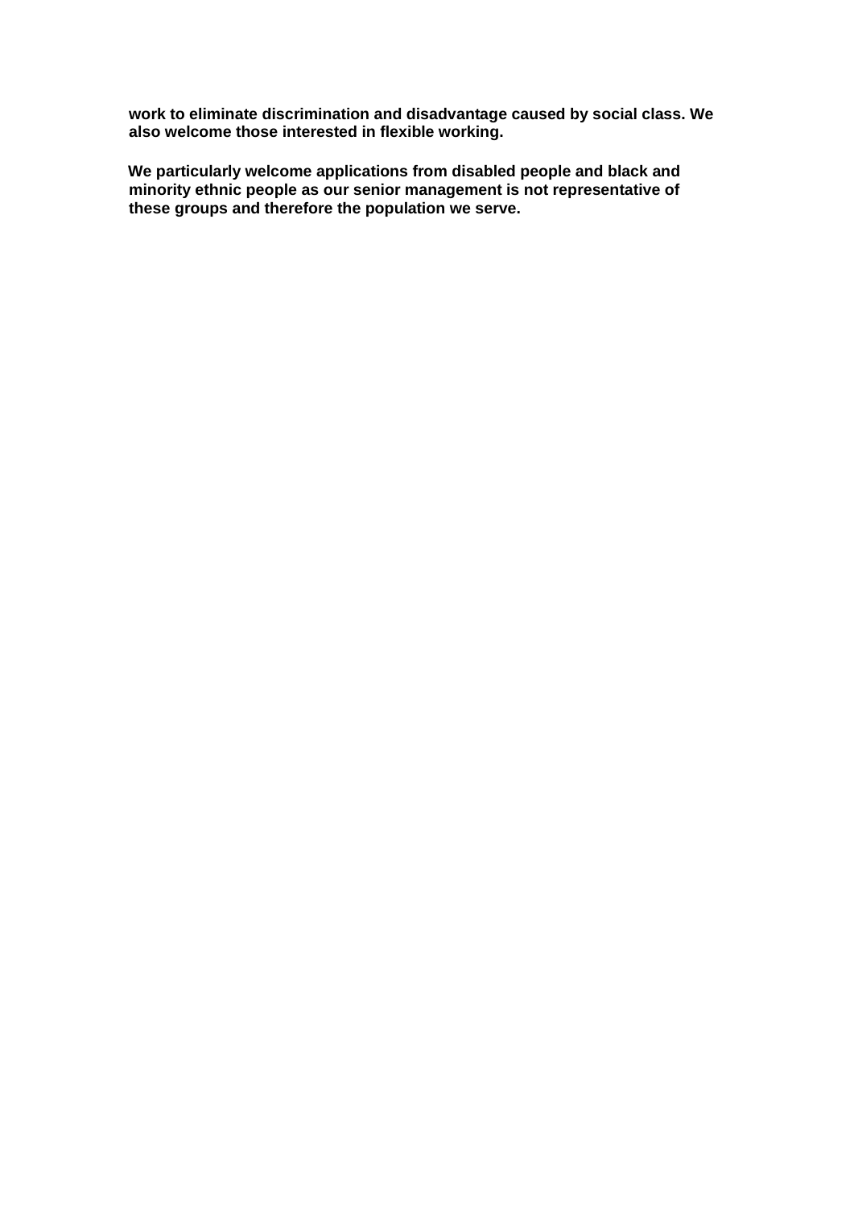**work to eliminate discrimination and disadvantage caused by social class. We also welcome those interested in flexible working.**

**We particularly welcome applications from disabled people and black and minority ethnic people as our senior management is not representative of these groups and therefore the population we serve.**